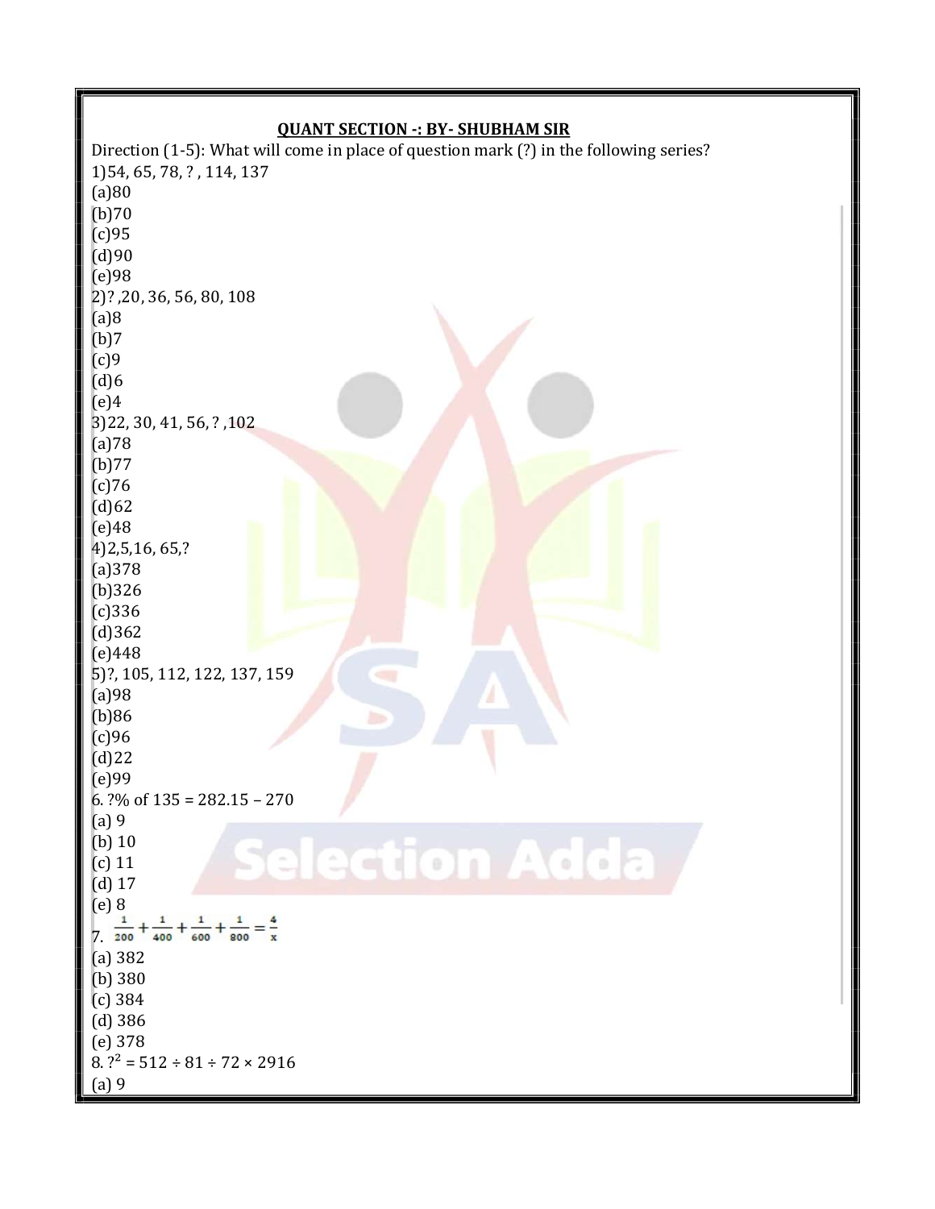**QUANT SECTION -: BY- SHUBHAM SIR**

Direction (1-5): What will come in place of question mark (?) in the following series?

1)54, 65, 78, ? , 114, 137

(a)80

(b)70

(c)95

(d)90

(e)98

2)? ,20, 36, 56, 80, 108

(a)8

(b)7

(c)9

(d)6

(e)4

3)22, 30, 41, 56, ? ,102

(a)78

(b)77

(c)76

(d)62

(e)48

4)2,5,16, 65,?

(a)378

(b)326

(c)336

(d)362

(e)448

5)?, 105, 112, 122, 137, 159

(a)98

(b)86

(c)96

(d)22

(e)99

6. ?% of 135 = 282.15 – 270

(a) 9

(b) 10

(c) 11

(d) 17

(e) 8

7. $\frac{1}{200}+\frac{1}{400}+\frac{1}{600}+\frac{1}{800}=\frac{4}{x}$

(a) 382

(b) 380

(c) 384

(d) 386

(e) 378

8. $?^2 = 512 \div 81 \div 72 \times 2916$

(a) 9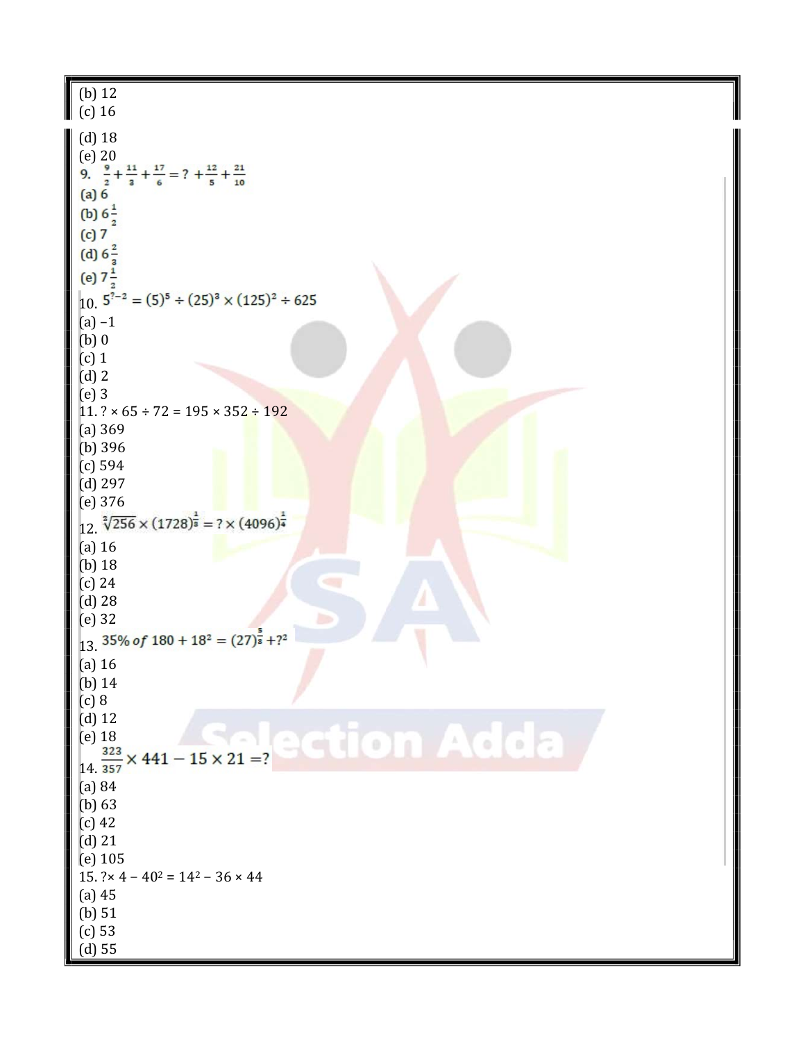(b) 12
(c) 16
(d) 18
(e) 20

9. $\frac{9}{2}+\frac{11}{3}+\frac{17}{6}=?+\frac{12}{5}+\frac{21}{10}$

(a) 6
(b) $6\frac{1}{2}$
(c) 7
(d) $6\frac{2}{3}$
(e) $7\frac{1}{2}$

10. $5^{?-2}=(5)^5 \div (25)^3 \times (125)^2 \div 625$

(a) –1
(b) 0
(c) 1
(d) 2
(e) 3

11. ? × 65 ÷ 72 = 195 × 352 ÷ 192

(a) 369
(b) 396
(c) 594
(d) 297
(e) 376

12. $\sqrt[2]{256} \times (1728)^{\frac{1}{3}} = ? \times (4096)^{\frac{1}{4}}$

(a) 16
(b) 18
(c) 24
(d) 28
(e) 32

13. $35\%\ of\ 180 + 18^2 = (27)^{\frac{5}{3}} + ?^2$

(a) 16
(b) 14
(c) 8
(d) 12
(e) 18

14. $\frac{323}{357} \times 441 - 15 \times 21 = ?$

(a) 84
(b) 63
(c) 42
(d) 21
(e) 105

15. $? \times 4 - 40^2 = 14^2 - 36 \times 44$

(a) 45
(b) 51
(c) 53
(d) 55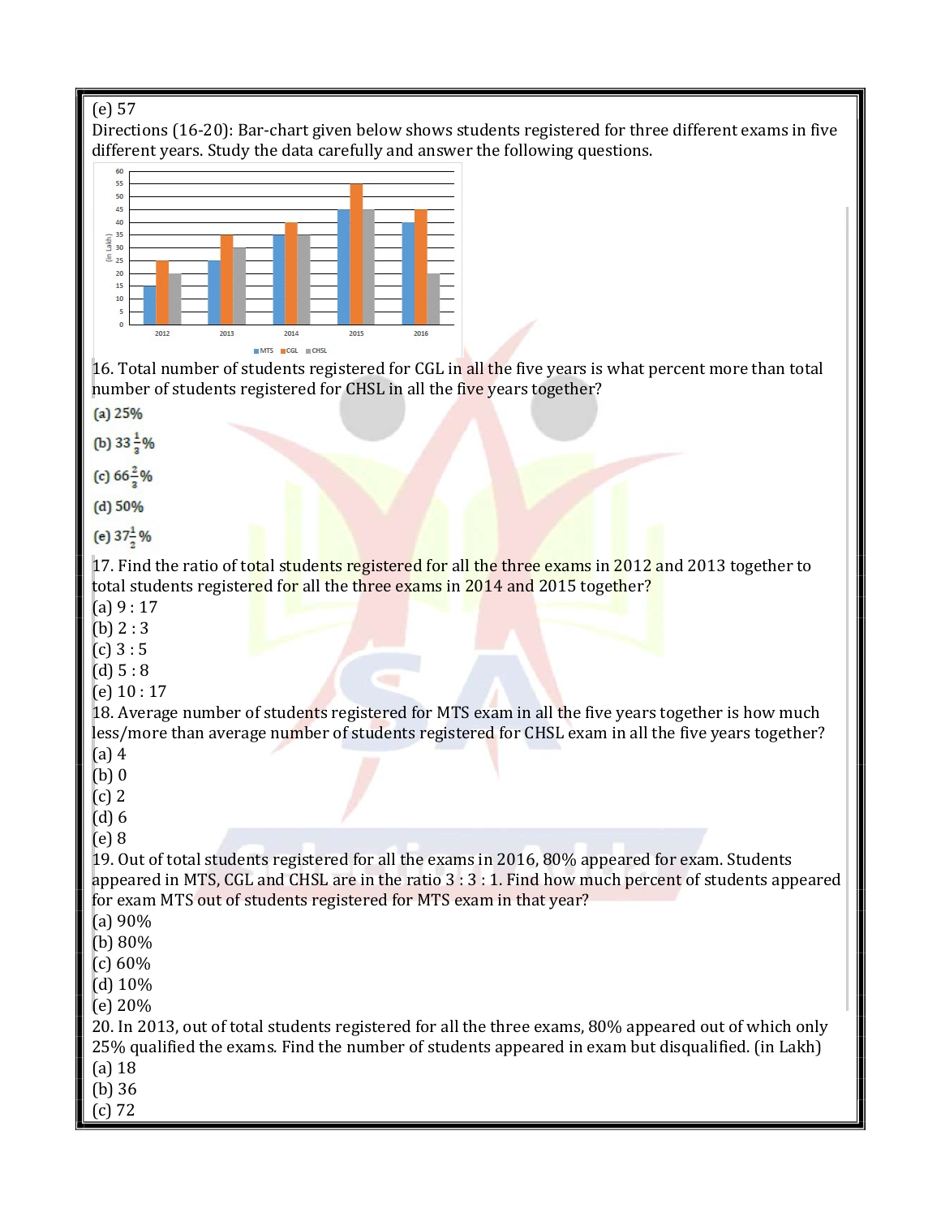(e) 57

Directions (16-20): Bar-chart given below shows students registered for three different exams in five different years. Study the data carefully and answer the following questions.

16. Total number of students registered for CGL in all the five years is what percent more than total number of students registered for CHSL in all the five years together?

(a) 25%

(b) $33\frac{1}{3}$%

(c) $66\frac{2}{3}$%

(d) 50%

(e) $37\frac{1}{2}$%

17. Find the ratio of total students registered for all the three exams in 2012 and 2013 together to total students registered for all the three exams in 2014 and 2015 together?

(a) 9 : 17
(b) 2 : 3
(c) 3 : 5
(d) 5 : 8
(e) 10 : 17

18. Average number of students registered for MTS exam in all the five years together is how much less/more than average number of students registered for CHSL exam in all the five years together?

(a) 4
(b) 0
(c) 2
(d) 6
(e) 8

19. Out of total students registered for all the exams in 2016, 80% appeared for exam. Students appeared in MTS, CGL and CHSL are in the ratio 3 : 3 : 1. Find how much percent of students appeared for exam MTS out of students registered for MTS exam in that year?

(a) 90%
(b) 80%
(c) 60%
(d) 10%
(e) 20%

20. In 2013, out of total students registered for all the three exams, 80% appeared out of which only 25% qualified the exams. Find the number of students appeared in exam but disqualified. (in Lakh)

(a) 18
(b) 36
(c) 72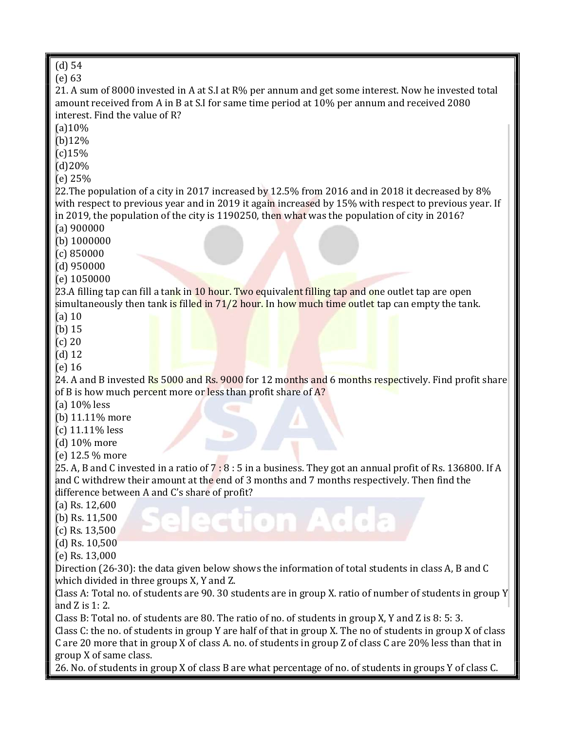(d) 54

(e) 63

21. A sum of 8000 invested in A at S.I at R% per annum and get some interest. Now he invested total amount received from A in B at S.I for same time period at 10% per annum and received 2080 interest. Find the value of R?

(a)10%

(b)12%

(c)15%

(d)20%

(e) 25%

22.The population of a city in 2017 increased by 12.5% from 2016 and in 2018 it decreased by 8% with respect to previous year and in 2019 it again increased by 15% with respect to previous year. If in 2019, the population of the city is 1190250, then what was the population of city in 2016?

(a) 900000

(b) 1000000

(c) 850000

(d) 950000

(e) 1050000

23.A filling tap can fill a tank in 10 hour. Two equivalent filling tap and one outlet tap are open simultaneously then tank is filled in 71/2 hour. In how much time outlet tap can empty the tank.

(a) 10

(b) 15

(c) 20

(d) 12

(e) 16

24. A and B invested Rs 5000 and Rs. 9000 for 12 months and 6 months respectively. Find profit share of B is how much percent more or less than profit share of A?

(a) 10% less

(b) 11.11% more

(c) 11.11% less

(d) 10% more

(e) 12.5 % more

25. A, B and C invested in a ratio of 7 : 8 : 5 in a business. They got an annual profit of Rs. 136800. If A and C withdrew their amount at the end of 3 months and 7 months respectively. Then find the difference between A and C's share of profit?

(a) Rs. 12,600

(b) Rs. 11,500

(c) Rs. 13,500

(d) Rs. 10,500

(e) Rs. 13,000

Direction (26-30): the data given below shows the information of total students in class A, B and C which divided in three groups X, Y and Z.

Class A: Total no. of students are 90. 30 students are in group X. ratio of number of students in group Y and Z is 1: 2.

Class B: Total no. of students are 80. The ratio of no. of students in group X, Y and Z is 8: 5: 3.

Class C: the no. of students in group Y are half of that in group X. The no of students in group X of class C are 20 more that in group X of class A. no. of students in group Z of class C are 20% less than that in group X of same class.

26. No. of students in group X of class B are what percentage of no. of students in groups Y of class C.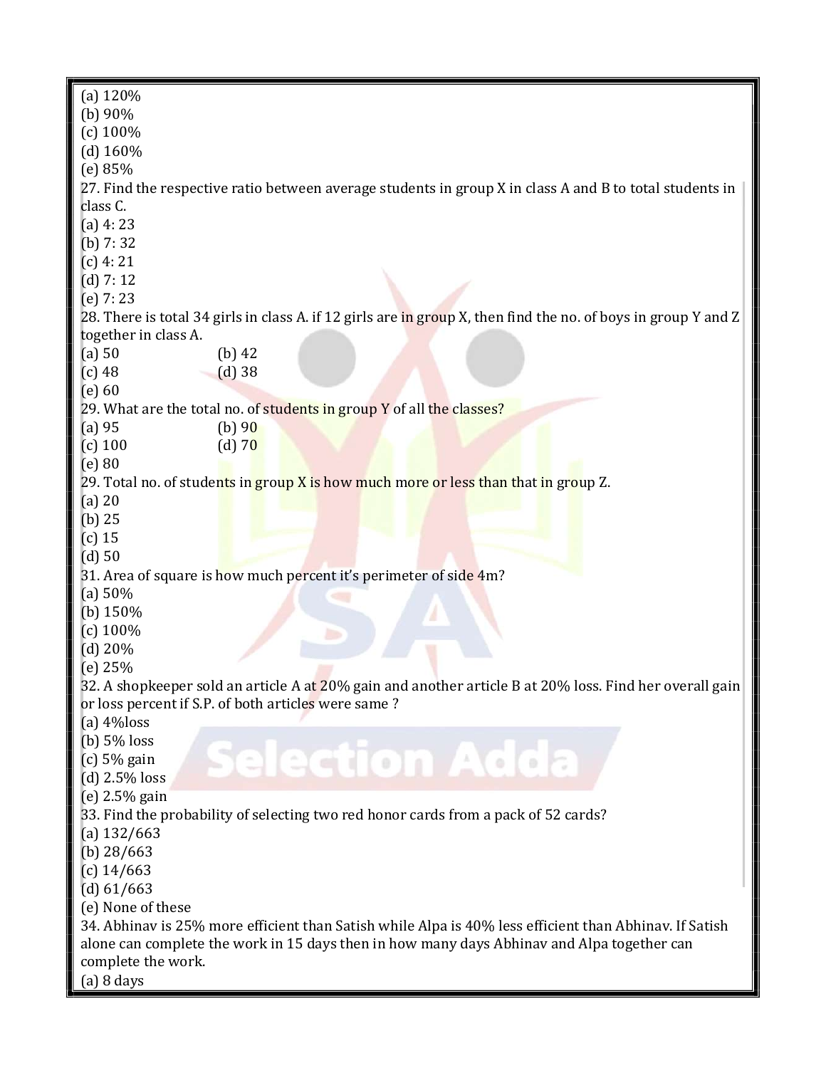(a) 120%
(b) 90%
(c) 100%
(d) 160%
(e) 85%

27. Find the respective ratio between average students in group X in class A and B to total students in class C.
(a) 4: 23
(b) 7: 32
(c) 4: 21
(d) 7: 12
(e) 7: 23

28. There is total 34 girls in class A. if 12 girls are in group X, then find the no. of boys in group Y and Z together in class A.
(a) 50 (b) 42
(c) 48 (d) 38
(e) 60

29. What are the total no. of students in group Y of all the classes?
(a) 95 (b) 90
(c) 100 (d) 70
(e) 80

29. Total no. of students in group X is how much more or less than that in group Z.
(a) 20
(b) 25
(c) 15
(d) 50

31. Area of square is how much percent it's perimeter of side 4m?
(a) 50%
(b) 150%
(c) 100%
(d) 20%
(e) 25%

32. A shopkeeper sold an article A at 20% gain and another article B at 20% loss. Find her overall gain or loss percent if S.P. of both articles were same ?
(a) 4%loss
(b) 5% loss
(c) 5% gain
(d) 2.5% loss
(e) 2.5% gain

33. Find the probability of selecting two red honor cards from a pack of 52 cards?
(a) 132/663
(b) 28/663
(c) 14/663
(d) 61/663
(e) None of these

34. Abhinav is 25% more efficient than Satish while Alpa is 40% less efficient than Abhinav. If Satish alone can complete the work in 15 days then in how many days Abhinav and Alpa together can complete the work.
(a) 8 days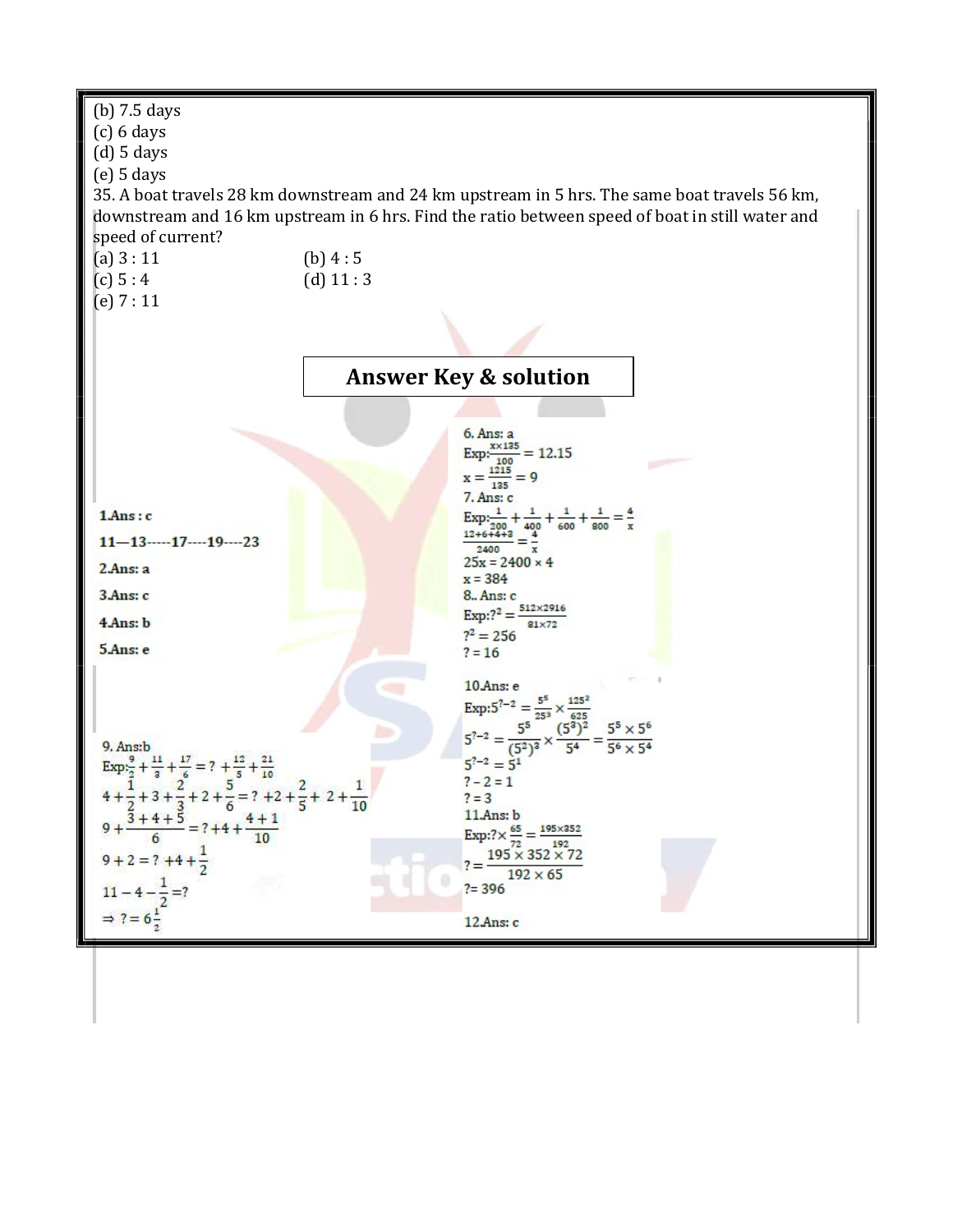(b) 7.5 days
(c) 6 days
(d) 5 days
(e) 5 days

35. A boat travels 28 km downstream and 24 km upstream in 5 hrs. The same boat travels 56 km, downstream and 16 km upstream in 6 hrs. Find the ratio between speed of boat in still water and speed of current?

(a) 3 : 11
(b) 4 : 5
(c) 5 : 4
(d) 11 : 3
(e) 7 : 11

## Answer Key & solution

**1.Ans : c**

11—13-----17----19----23

**2.Ans: a**

**3.Ans: c**

**4.Ans: b**

**5.Ans: e**

6. Ans: a

Exp: $\frac{x \times 135}{100} = 12.15$

$x = \frac{1215}{135} = 9$

7. Ans: c

Exp: $\frac{1}{200} + \frac{1}{400} + \frac{1}{600} + \frac{1}{800} = \frac{4}{x}$

$\frac{12+6+4+3}{2400} = \frac{4}{x}$

$25x = 2400 \times 4$

$x = 384$

8.. Ans: c

Exp: $?^2 = \frac{512 \times 2916}{81 \times 72}$

$?^2 = 256$

$? = 16$

9. Ans:b

Exp: $\frac{9}{2} + \frac{11}{3} + \frac{17}{6} = ? + \frac{12}{5} + \frac{21}{10}$

$4 + \frac{1}{2} + 3 + \frac{2}{3} + 2 + \frac{5}{6} = ? + 2 + \frac{2}{5} + 2 + \frac{1}{10}$

$9 + \frac{3+4+5}{6} = ? + 4 + \frac{4+1}{10}$

$9 + 2 = ? + 4 + \frac{1}{2}$

$11 - 4 - \frac{1}{2} = ?$

$\Rightarrow ? = 6\frac{1}{2}$

10.Ans: e

Exp: $5^{?-2} = \frac{5^5}{25^3} \times \frac{125^2}{625}$

$5^{?-2} = \frac{5^5}{(5^2)^3} \times \frac{(5^3)^2}{5^4} = \frac{5^5 \times 5^6}{5^6 \times 5^4}$

$5^{?-2} = 5^1$

$? - 2 = 1$

$? = 3$

11.Ans: b

Exp: $? \times \frac{65}{72} = \frac{195 \times 352}{192}$

$? = \frac{195 \times 352 \times 72}{192 \times 65}$

$? = 396$

12.Ans: c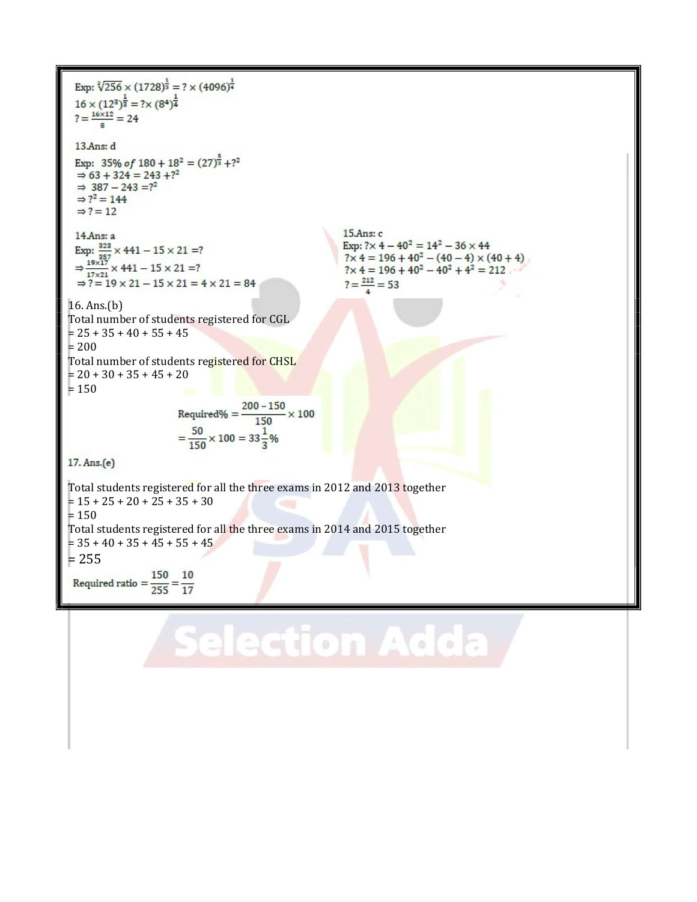Exp: $\sqrt[2]{256} \times (1728)^{\frac{1}{3}} = ? \times (4096)^{\frac{1}{4}}$

$16 \times (12^3)^{\frac{1}{3}} = ? \times (8^4)^{\frac{1}{4}}$

$? = \frac{16 \times 12}{8} = 24$

13.Ans: d

Exp: $35\%\ of\ 180 + 18^2 = (27)^{\frac{5}{3}} + ?^2$

$\Rightarrow 63 + 324 = 243 + ?^2$

$\Rightarrow 387 - 243 = ?^2$

$\Rightarrow ?^2 = 144$

$\Rightarrow ? = 12$

14.Ans: a

Exp: $\frac{323}{357} \times 441 - 15 \times 21 = ?$

$\Rightarrow \frac{19 \times 17}{17 \times 21} \times 441 - 15 \times 21 = ?$

$\Rightarrow ? = 19 \times 21 - 15 \times 21 = 4 \times 21 = 84$

15.Ans: c

Exp: $? \times 4 - 40^2 = 14^2 - 36 \times 44$

$? \times 4 = 196 + 40^2 - (40 - 4) \times (40 + 4)$

$? \times 4 = 196 + 40^2 - 40^2 + 4^2 = 212$

$? = \frac{212}{4} = 53$

16. Ans.(b)

Total number of students registered for CGL
= 25 + 35 + 40 + 55 + 45
= 200

Total number of students registered for CHSL
= 20 + 30 + 35 + 45 + 20
= 150

$$\text{Required\%} = \frac{200 - 150}{150} \times 100$$

$$= \frac{50}{150} \times 100 = 33\frac{1}{3}\%$$

17. Ans.(e)

Total students registered for all the three exams in 2012 and 2013 together
= 15 + 25 + 20 + 25 + 35 + 30
= 150

Total students registered for all the three exams in 2014 and 2015 together
= 35 + 40 + 35 + 45 + 55 + 45
= 255

$$\text{Required ratio} = \frac{150}{255} = \frac{10}{17}$$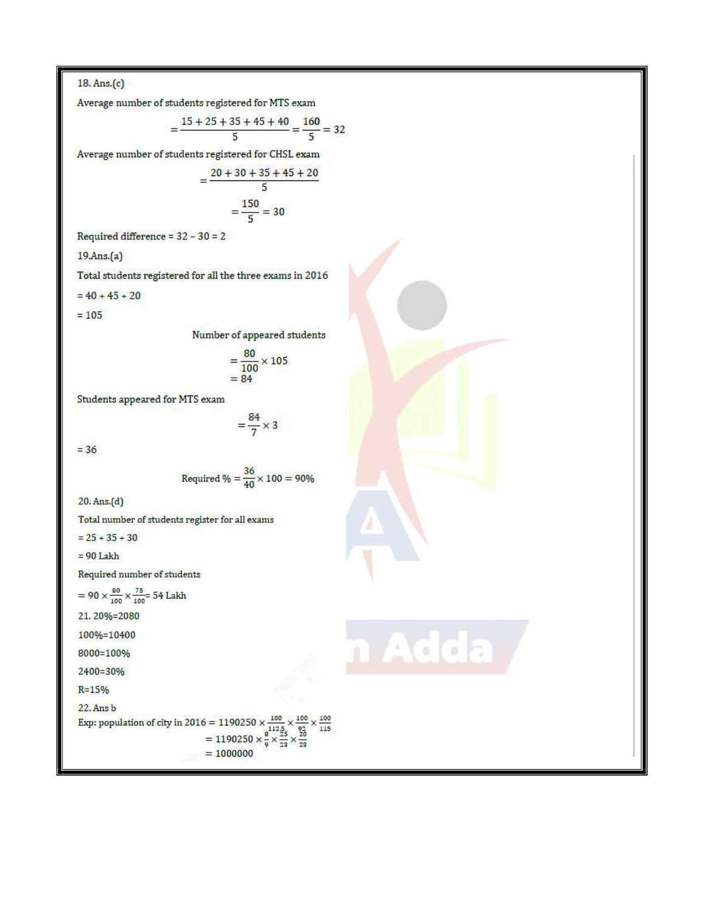18. Ans.(c)

Average number of students registered for MTS exam

$$= \frac{15 + 25 + 35 + 45 + 40}{5} = \frac{160}{5} = 32$$

Average number of students registered for CHSL exam

$$= \frac{20 + 30 + 35 + 45 + 20}{5}$$

$$= \frac{150}{5} = 30$$

Required difference = 32 – 30 = 2

19.Ans.(a)

Total students registered for all the three exams in 2016

= 40 + 45 + 20

= 105

Number of appeared students

$$= \frac{80}{100} \times 105$$
$$= 84$$

Students appeared for MTS exam

$$= \frac{84}{7} \times 3$$

= 36

$$\text{Required \%} = \frac{36}{40} \times 100 = 90\%$$

20. Ans.(d)

Total number of students register for all exams

= 25 + 35 + 30

= 90 Lakh

Required number of students

$= 90 \times \frac{80}{100} \times \frac{75}{100} = 54$ Lakh

21. 20%=2080

100%=10400

8000=100%

2400=30%

R=15%

22. Ans b

Exp: population of city in 2016 $= 1190250 \times \frac{100}{112.5} \times \frac{100}{92} \times \frac{100}{115}$

$$= 1190250 \times \frac{8}{9} \times \frac{25}{23} \times \frac{20}{23}$$

$$= 1000000$$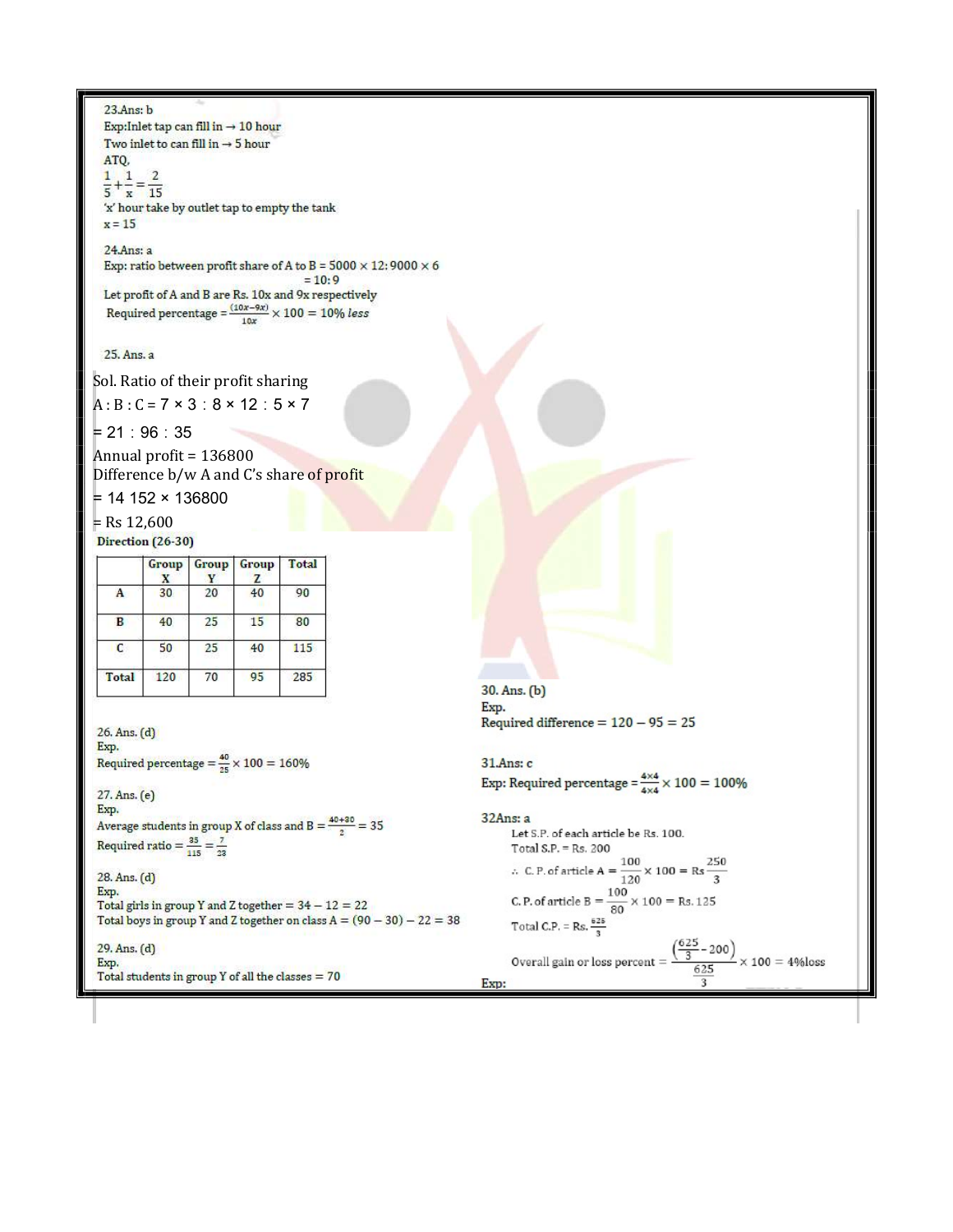23.Ans: b

Exp:Inlet tap can fill in → 10 hour

Two inlet to can fill in → 5 hour

ATQ,

$$\frac{1}{5}+\frac{1}{x}=\frac{2}{15}$$

'x' hour take by outlet tap to empty the tank

x = 15

24.Ans: a

Exp: ratio between profit share of A to B = 5000 × 12: 9000 × 6

= 10: 9

Let profit of A and B are Rs. 10x and 9x respectively

Required percentage = $\frac{(10x-9x)}{10x} \times 100 = 10\%\ less$

25. Ans. a

Sol. Ratio of their profit sharing

A : B : C = 7 × 3 : 8 × 12 : 5 × 7

= 21 : 96 : 35

Annual profit = 136800

Difference b/w A and C's share of profit

= 14 152 × 136800

= Rs 12,600

**Direction (26-30)**

| | Group X | Group Y | Group Z | Total |
|---|---|---|---|---|
| **A** | 30 | 20 | 40 | 90 |
| **B** | 40 | 25 | 15 | 80 |
| **C** | 50 | 25 | 40 | 115 |
| **Total** | 120 | 70 | 95 | 285 |

26. Ans. (d)

Exp.

Required percentage = $\frac{40}{25} \times 100 = 160\%$

27. Ans. (e)

Exp.

Average students in group X of class and B = $\frac{40+30}{2} = 35$

Required ratio = $\frac{35}{115} = \frac{7}{23}$

28. Ans. (d)

Exp.

Total girls in group Y and Z together = 34 – 12 = 22

Total boys in group Y and Z together on class A = (90 – 30) – 22 = 38

29. Ans. (d)

Exp.

Total students in group Y of all the classes = 70

30. Ans. (b)

Exp.

Required difference = 120 – 95 = 25

31.Ans: c

Exp: Required percentage = $\frac{4\times4}{4\times4} \times 100 = 100\%$

32Ans: a

Let S.P. of each article be Rs. 100.

Total S.P. = Rs. 200

$\therefore$ C. P. of article A = $\frac{100}{120} \times 100 = Rs\ \frac{250}{3}$

C. P. of article B = $\frac{100}{80} \times 100 = Rs.\ 125$

Total C.P. = Rs. $\frac{625}{3}$

Overall gain or loss percent = $\frac{\left(\frac{625}{3}-200\right)}{\frac{625}{3}} \times 100 = 4\%loss$

Exp: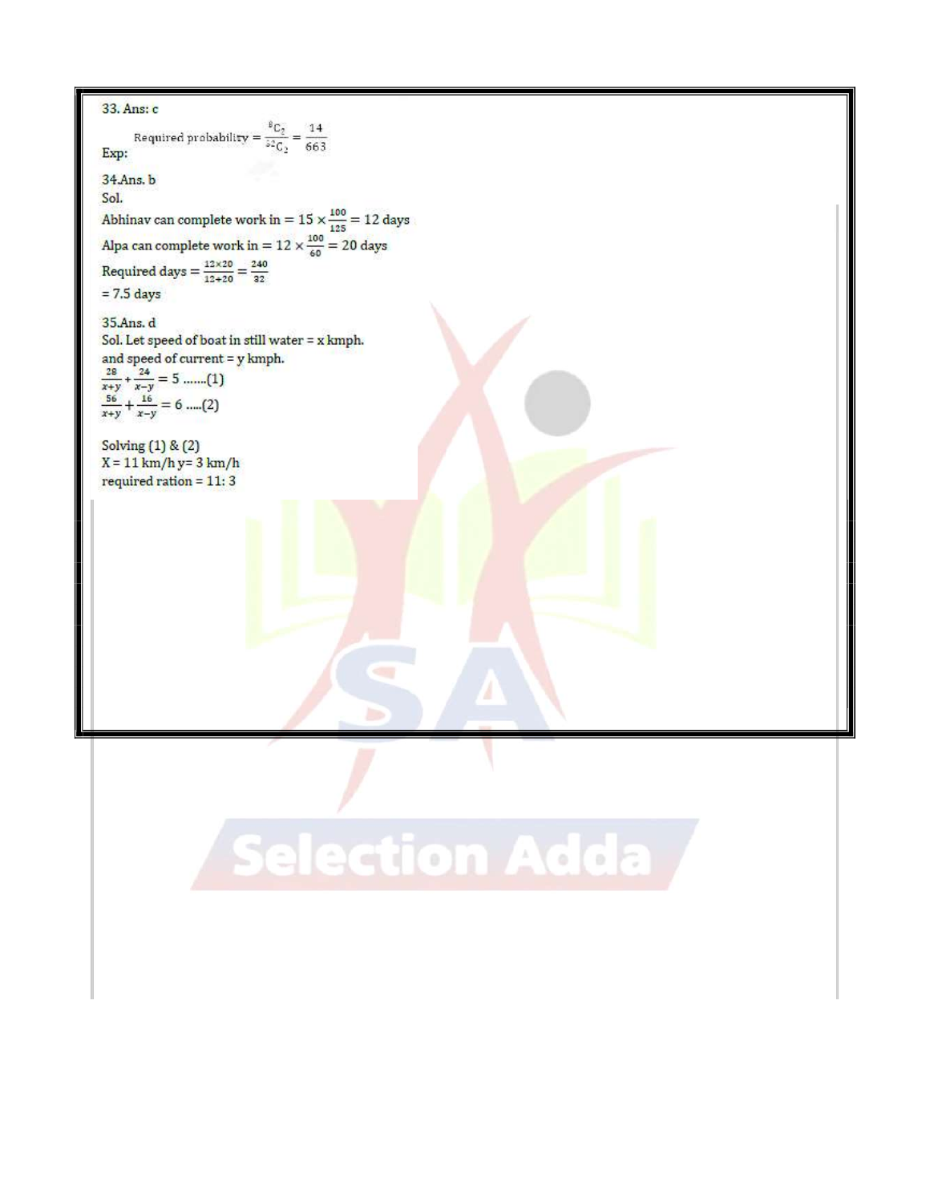33. Ans: c

Exp:

$$\text{Required probability} = \frac{^{8}C_2}{^{52}C_2} = \frac{14}{663}$$

34.Ans. b

Sol.

Abhinav can complete work in $= 15 \times \frac{100}{125} = 12$ days

Alpa can complete work in $= 12 \times \frac{100}{60} = 20$ days

Required days $= \frac{12 \times 20}{12+20} = \frac{240}{32}$

= 7.5 days

35.Ans. d

Sol. Let speed of boat in still water = x kmph.

and speed of current = y kmph.

$\frac{28}{x+y} + \frac{24}{x-y} = 5$ .......(1)

$\frac{56}{x+y} + \frac{16}{x-y} = 6$ .....(2)

Solving (1) & (2)

X = 11 km/h y= 3 km/h

required ration = 11: 3